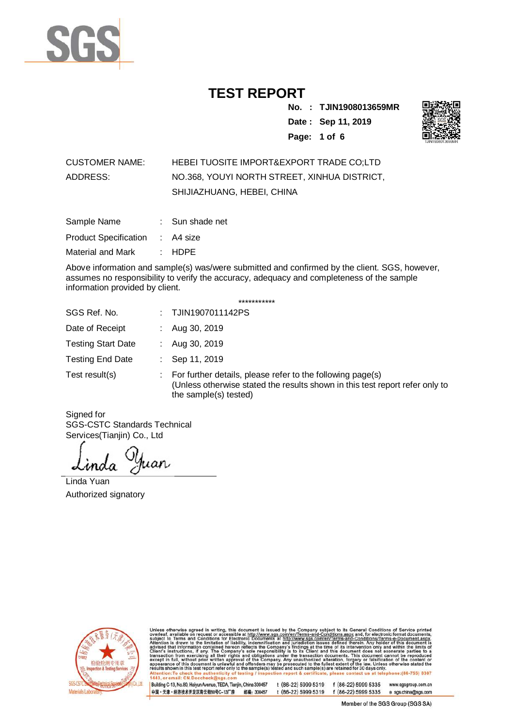# TEST REPORT

**No. : TJIN1908013659MR**
**Date : Sep 11, 2019**

CUSTOMER NAME: HEBEI TUOSITE IMPORT&EXPORT TRADE CO;LTD
ADDRESS: NO.368, YOUYI NORTH STREET, XINHUA DISTRICT, SHIJIAZHUANG, HEBEI, CHINA

| | | |
|---|---|---|
| Sample Name | : | Sun shade net |
| Product Specification | : | A4 size |
| Material and Mark | : | HDPE |

Above information and sample(s) was/were submitted and confirmed by the client. SGS, however, assumes no responsibility to verify the accuracy, adequacy and completeness of the sample information provided by client.

***********

| | | |
|---|---|---|
| SGS Ref. No. | : | TJIN1907011142PS |
| Date of Receipt | : | Aug 30, 2019 |
| Testing Start Date | : | Aug 30, 2019 |
| Testing End Date | : | Sep 11, 2019 |
| Test result(s) | : | For further details, please refer to the following page(s) (Unless otherwise stated the results shown in this test report refer only to the sample(s) tested) |

Signed for
SGS-CSTC Standards Technical Services(Tianjin) Co., Ltd

Linda Yuan
Authorized signatory

Unless otherwise agreed in writing, this document is issued by the Company subject to its General Conditions of Service printed overleaf, available on request or accessible at http://www.sgs.com/en/Terms-and-Conditions.aspx and, for electronic format documents, subject to Terms and Conditions for Electronic Documents at http://www.sgs.com/en/Terms-and-Conditions/Terms-e-Document.aspx. Attention is drawn to the limitation of liability, indemnification and jurisdiction issues defined therein. Any holder of this document is advised that information contained hereon reflects the Company's findings at the time of its intervention only and within the limits of Client's instructions, if any. The Company's sole responsibility is to its Client and this document does not exonerate parties to a transaction from exercising all their rights and obligations under the transaction documents. This document cannot be reproduced except in full, without prior written approval of the Company. Any unauthorized alteration, forgery or falsification of the content or appearance of this document is unlawful and offenders may be prosecuted to the fullest extent of the law. Unless otherwise stated the results shown in this test report refer only to the sample(s) tested and such sample(s) are retained for 30 days only.
Attention:To check the authenticity of testing / inspection report & certificate, please contact us at telephone:(86-755) 8307 1443, or email: CN.Doccheck@sgs.com

Building C-13, No.80, Haiyun Avenue, TEDA, Tianjin, China 300457 t (86-22) 5999 5319 f (86-22) 5999 5335 www.sgsgroup.com.cn
中国・天津・经济技术开发区海云街80号C-13厂房 邮编: 300457 t (86-22) 5999 5319 f (86-22) 5999 5335 e sgs.china@sgs.com

Member of the SGS Group (SGS SA)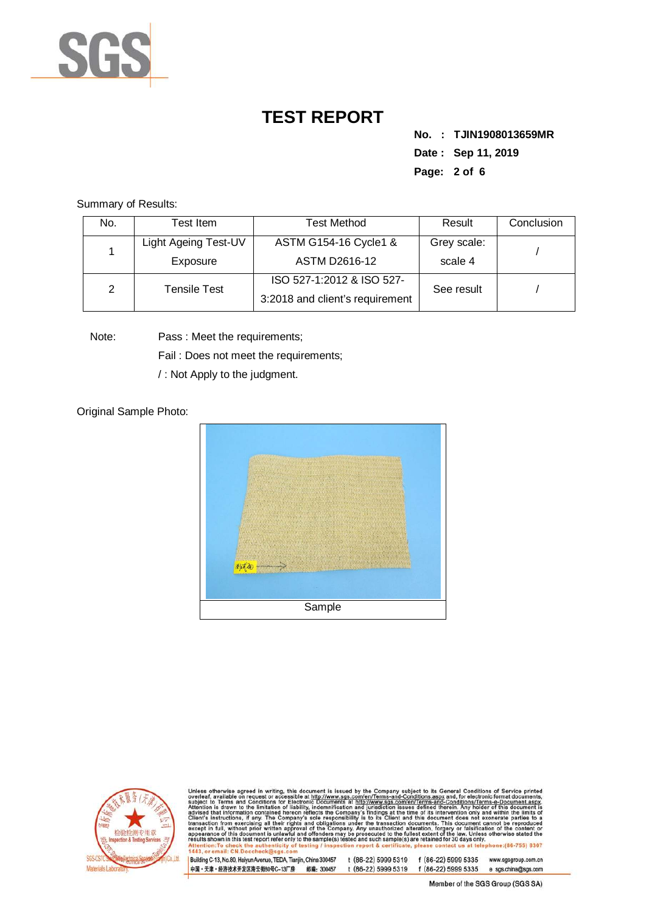# TEST REPORT

**No. : TJIN1908013659MR**

**Date : Sep 11, 2019**

Summary of Results:

| No. | Test Item | Test Method | Result | Conclusion |
|---|---|---|---|---|
| 1 | Light Ageing Test-UV Exposure | ASTM G154-16 Cycle1 & ASTM D2616-12 | Grey scale: scale 4 | / |
| 2 | Tensile Test | ISO 527-1:2012 & ISO 527-3:2018 and client's requirement | See result | / |

Note: Pass : Meet the requirements;

Fail : Does not meet the requirements;

/ : Not Apply to the judgment.

Original Sample Photo:

Sample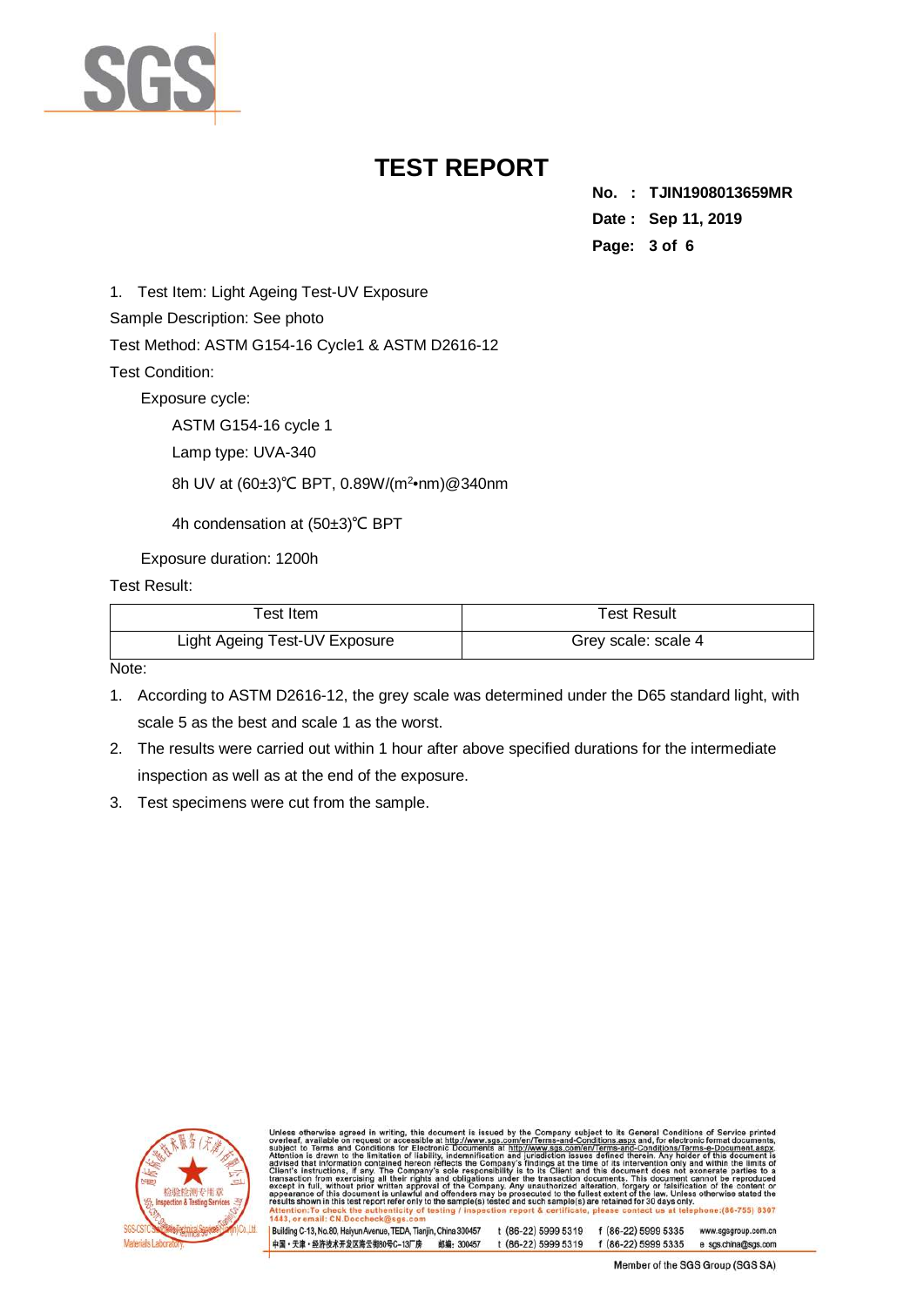# TEST REPORT

**No. : TJIN1908013659MR**
**Date : Sep 11, 2019**

1. Test Item: Light Ageing Test-UV Exposure

Sample Description: See photo

Test Method: ASTM G154-16 Cycle1 & ASTM D2616-12

Test Condition:

Exposure cycle:

ASTM G154-16 cycle 1

Lamp type: UVA-340

8h UV at (60±3)℃ BPT, 0.89W/($m^2$•nm)@340nm

4h condensation at (50±3)℃ BPT

Exposure duration: 1200h

Test Result:

| Test Item | Test Result |
|---|---|
| Light Ageing Test-UV Exposure | Grey scale: scale 4 |

Note:

1. According to ASTM D2616-12, the grey scale was determined under the D65 standard light, with scale 5 as the best and scale 1 as the worst.
2. The results were carried out within 1 hour after above specified durations for the intermediate inspection as well as at the end of the exposure.
3. Test specimens were cut from the sample.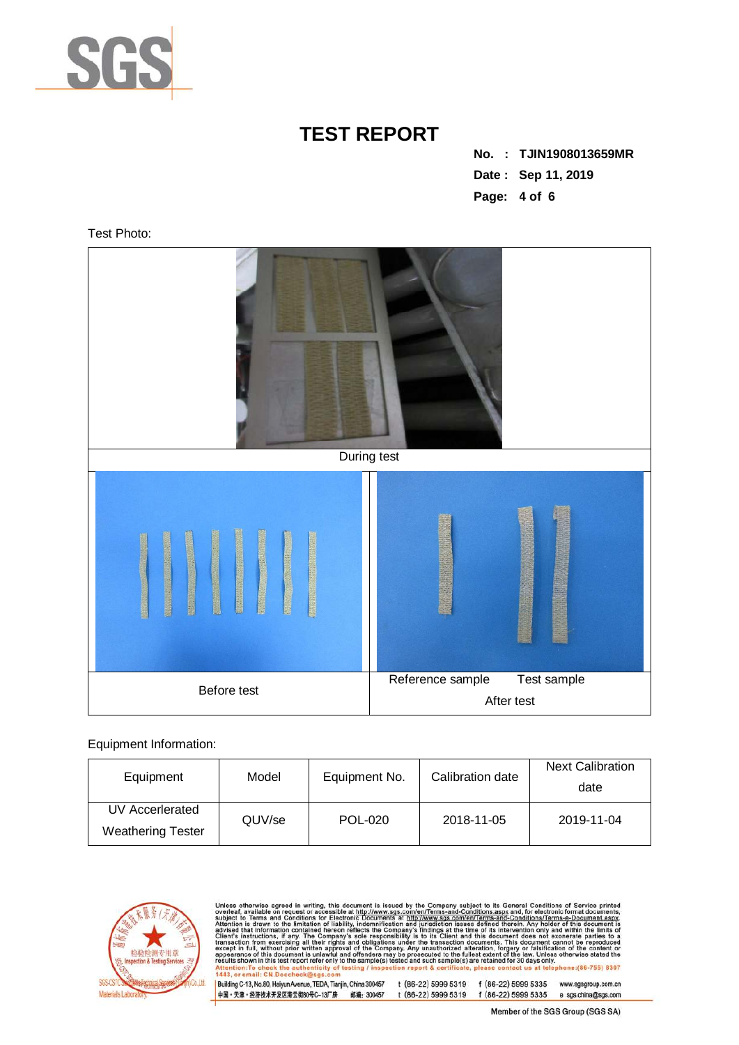# TEST REPORT

**No. : TJIN1908013659MR**

**Date : Sep 11, 2019**

Test Photo:

During test

Before test

Reference sample    Test sample

After test

Equipment Information:

| Equipment | Model | Equipment No. | Calibration date | Next Calibration date |
|---|---|---|---|---|
| UV Accerlerated Weathering Tester | QUV/se | POL-020 | 2018-11-05 | 2019-11-04 |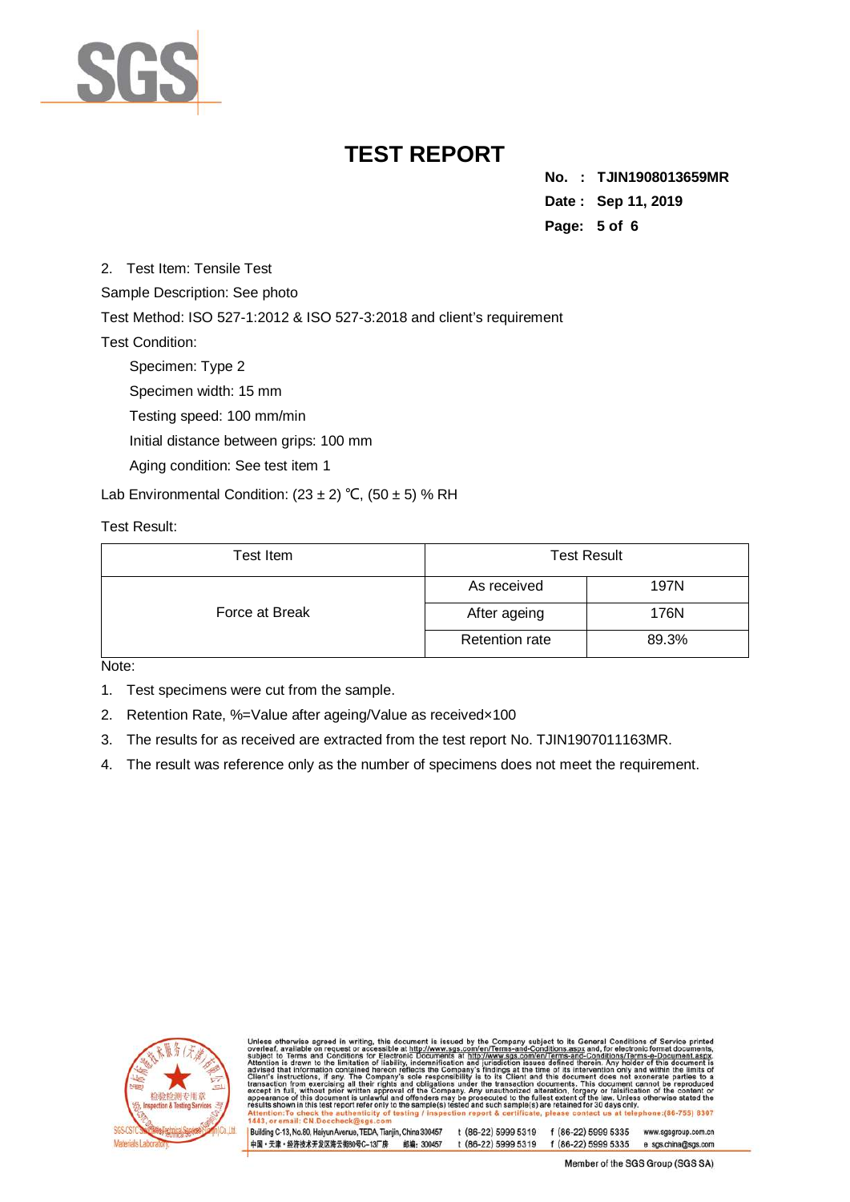# TEST REPORT

**No. : TJIN1908013659MR**
**Date : Sep 11, 2019**

2. Test Item: Tensile Test

Sample Description: See photo

Test Method: ISO 527-1:2012 & ISO 527-3:2018 and client's requirement

Test Condition:

Specimen: Type 2

Specimen width: 15 mm

Testing speed: 100 mm/min

Initial distance between grips: 100 mm

Aging condition: See test item 1

Lab Environmental Condition: (23 ± 2) ℃, (50 ± 5) % RH

Test Result:

| Test Item | Test Result | |
|---|---|---|
| Force at Break | As received | 197N |
| | After ageing | 176N |
| | Retention rate | 89.3% |

Note:

1. Test specimens were cut from the sample.
2. Retention Rate, %=Value after ageing/Value as received×100
3. The results for as received are extracted from the test report No. TJIN1907011163MR.
4. The result was reference only as the number of specimens does not meet the requirement.

Unless otherwise agreed in writing, this document is issued by the Company subject to its General Conditions of Service printed overleaf, available on request or accessible at http://www.sgs.com/en/Terms-and-Conditions.aspx and, for electronic format documents, subject to Terms and Conditions for Electronic Documents at http://www.sgs.com/en/Terms-and-Conditions/Terms-e-Document.aspx. Attention is drawn to the limitation of liability, indemnification and jurisdiction issues defined therein. Any holder of this document is advised that information contained hereon reflects the Company's findings at the time of its intervention only and within the limits of Client's instructions, if any. The Company's sole responsibility is to its Client and this document does not exonerate parties to a transaction from exercising all their rights and obligations under the transaction documents. This document cannot be reproduced except in full, without prior written approval of the Company. Any unauthorized alteration, forgery or falsification of the content or appearance of this document is unlawful and offenders may be prosecuted to the fullest extent of the law. Unless otherwise stated the results shown in this test report refer only to the sample(s) tested and such sample(s) are retained for 30 days only.

Attention: To check the authenticity of testing / inspection report & certificate, please contact us at telephone:(86-755) 8307 1443, or email: CN.Doccheck@sgs.com

Building C-13, No.80, Haiyun Avenue, TEDA, Tianjin, China 300457 t (86-22) 5999 5319 f (86-22) 5999 5335 www.sgsgroup.com.cn

中国・天津・经济技术开发区海云街80号C-13厂房 邮编: 300457 t (86-22) 5999 5319 f (86-22) 5999 5335 e sgs.china@sgs.com

Member of the SGS Group (SGS SA)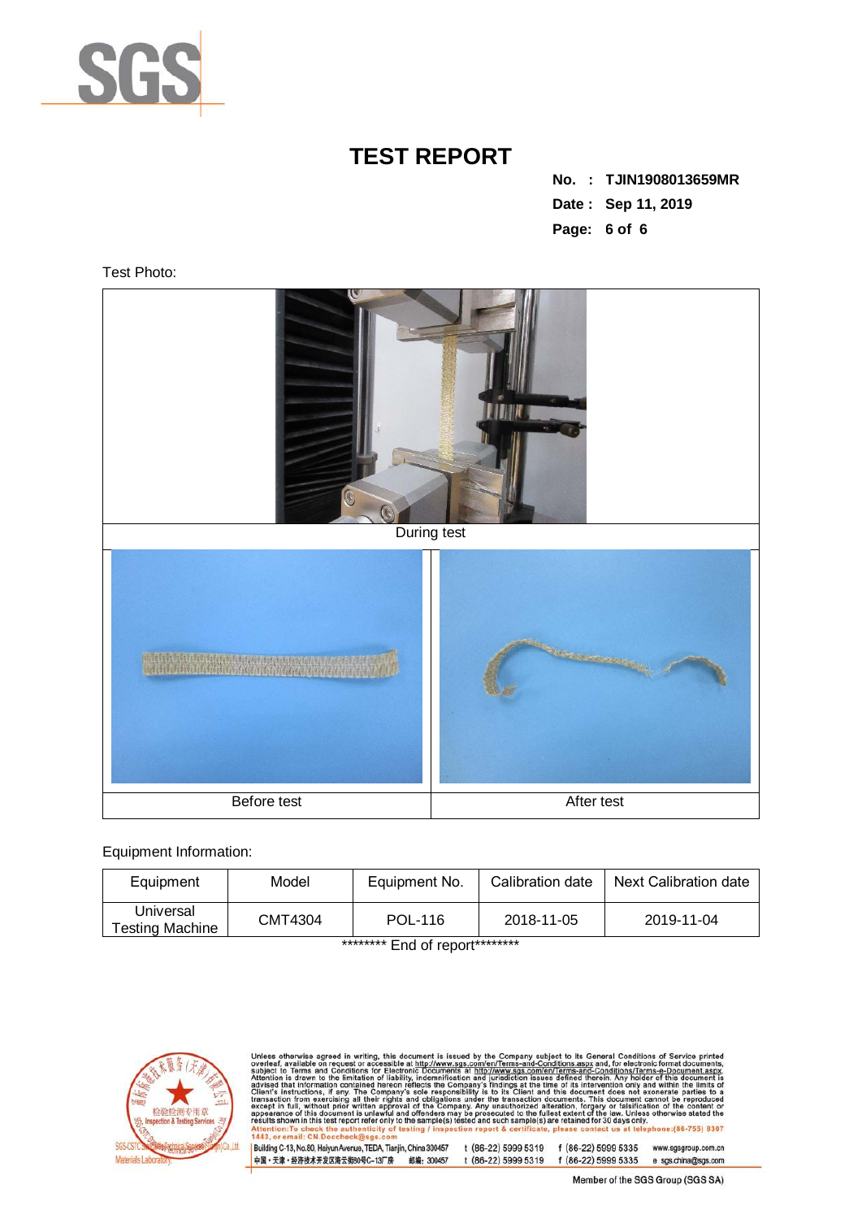# TEST REPORT

**No. : TJIN1908013659MR**

**Date : Sep 11, 2019**

Test Photo:

| | |
|---|---|
| During test | |
| Before test | After test |

Equipment Information:

| Equipment | Model | Equipment No. | Calibration date | Next Calibration date |
|---|---|---|---|---|
| Universal Testing Machine | CMT4304 | POL-116 | 2018-11-05 | 2019-11-04 |

******** End of report********

Unless otherwise agreed in writing, this document is issued by the Company subject to its General Conditions of Service printed overleaf, available on request or accessible at http://www.sgs.com/en/Terms-and-Conditions.aspx and, for electronic format documents, subject to Terms and Conditions for Electronic Documents at http://www.sgs.com/en/Terms-and-Conditions/Terms-e-Document.aspx. Attention is drawn to the limitation of liability, indemnification and jurisdiction issues defined therein. Any holder of this document is advised that information contained hereon reflects the Company's findings at the time of its intervention only and within the limits of Client's instructions, if any. The Company's sole responsibility is to its Client and this document does not exonerate parties to a transaction from exercising all their rights and obligations under the transaction documents. This document cannot be reproduced except in full, without prior written approval of the Company. Any unauthorized alteration, forgery or falsification of the content or appearance of this document is unlawful and offenders may be prosecuted to the fullest extent of the law. Unless otherwise stated the results shown in this test report refer only to the sample(s) tested and such sample(s) are retained for 30 days only.

Attention: To check the authenticity of testing / inspection report & certificate, please contact us at telephone:(86-755) 8307 1443, or email: CN.Doccheck@sgs.com

Building C-13, No.80, Haiyun Avenue, TEDA, Tianjin, China 300457 t (86-22) 5999 5319 f (86-22) 5999 5335 www.sgsgroup.com.cn

中国・天津・经济技术开发区海云街80号C-13厂房 邮编: 300457 t (86-22) 5999 5319 f (86-22) 5999 5335 e sgs.china@sgs.com

Member of the SGS Group (SGS SA)